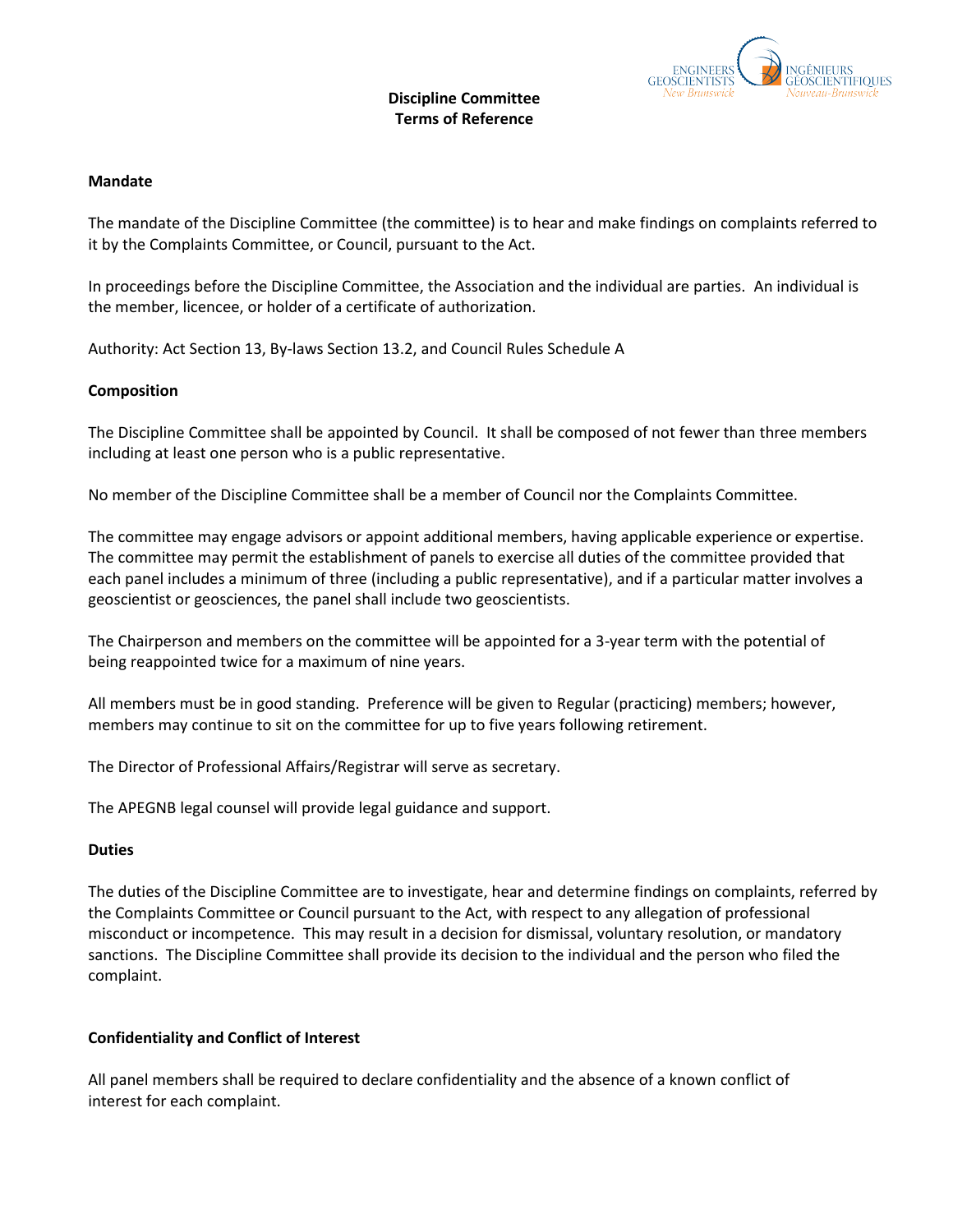# Discipline Committee
# Terms of Reference

## Mandate

The mandate of the Discipline Committee (the committee) is to hear and make findings on complaints referred to it by the Complaints Committee, or Council, pursuant to the Act.

In proceedings before the Discipline Committee, the Association and the individual are parties. An individual is the member, licencee, or holder of a certificate of authorization.

Authority: Act Section 13, By-laws Section 13.2, and Council Rules Schedule A

## Composition

The Discipline Committee shall be appointed by Council. It shall be composed of not fewer than three members including at least one person who is a public representative.

No member of the Discipline Committee shall be a member of Council nor the Complaints Committee.

The committee may engage advisors or appoint additional members, having applicable experience or expertise. The committee may permit the establishment of panels to exercise all duties of the committee provided that each panel includes a minimum of three (including a public representative), and if a particular matter involves a geoscientist or geosciences, the panel shall include two geoscientists.

The Chairperson and members on the committee will be appointed for a 3-year term with the potential of being reappointed twice for a maximum of nine years.

All members must be in good standing. Preference will be given to Regular (practicing) members; however, members may continue to sit on the committee for up to five years following retirement.

The Director of Professional Affairs/Registrar will serve as secretary.

The APEGNB legal counsel will provide legal guidance and support.

## Duties

The duties of the Discipline Committee are to investigate, hear and determine findings on complaints, referred by the Complaints Committee or Council pursuant to the Act, with respect to any allegation of professional misconduct or incompetence. This may result in a decision for dismissal, voluntary resolution, or mandatory sanctions. The Discipline Committee shall provide its decision to the individual and the person who filed the complaint.

## Confidentiality and Conflict of Interest

All panel members shall be required to declare confidentiality and the absence of a known conflict of interest for each complaint.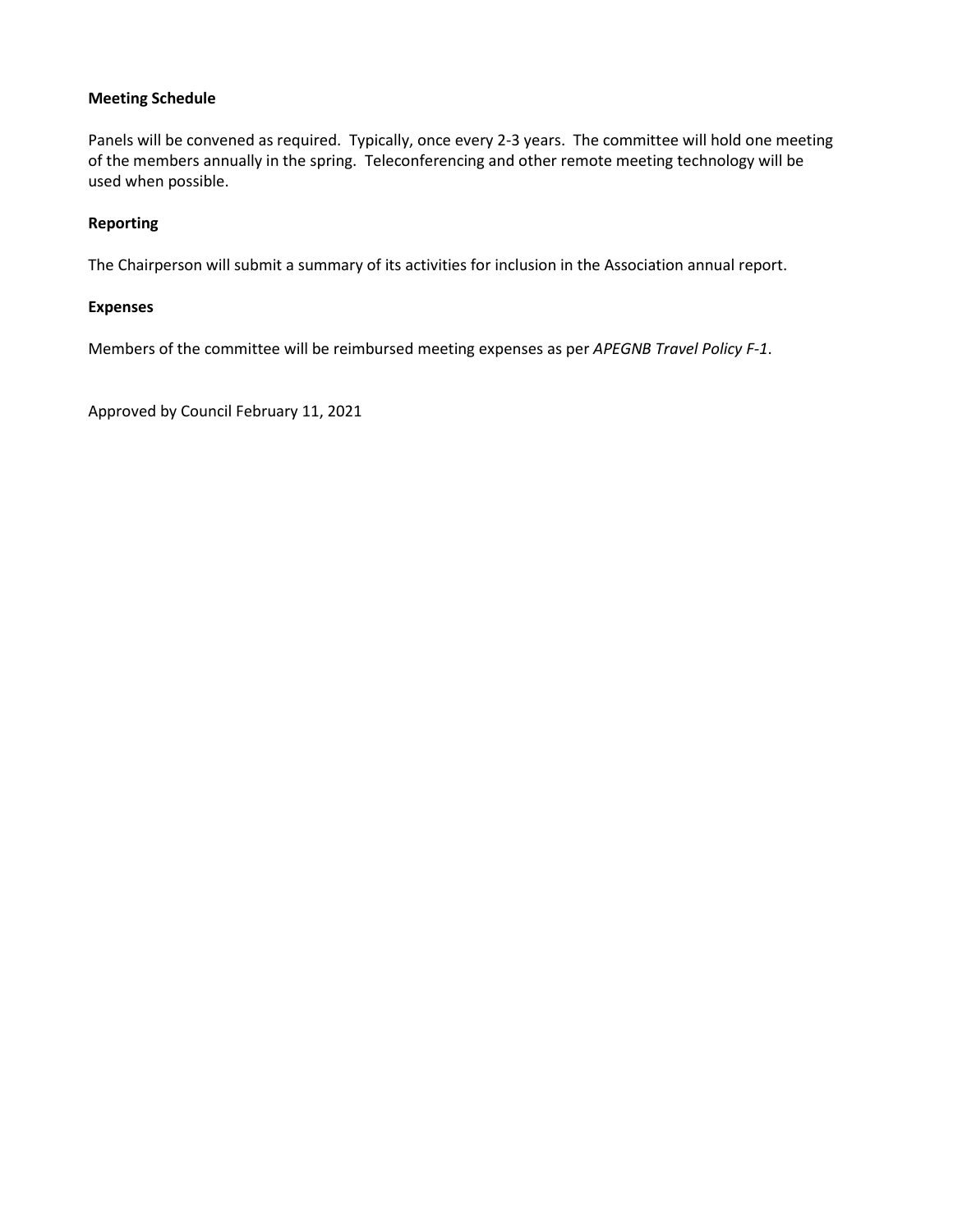**Meeting Schedule**

Panels will be convened as required. Typically, once every 2-3 years. The committee will hold one meeting of the members annually in the spring. Teleconferencing and other remote meeting technology will be used when possible.

**Reporting**

The Chairperson will submit a summary of its activities for inclusion in the Association annual report.

**Expenses**

Members of the committee will be reimbursed meeting expenses as per *APEGNB Travel Policy F-1*.

Approved by Council February 11, 2021